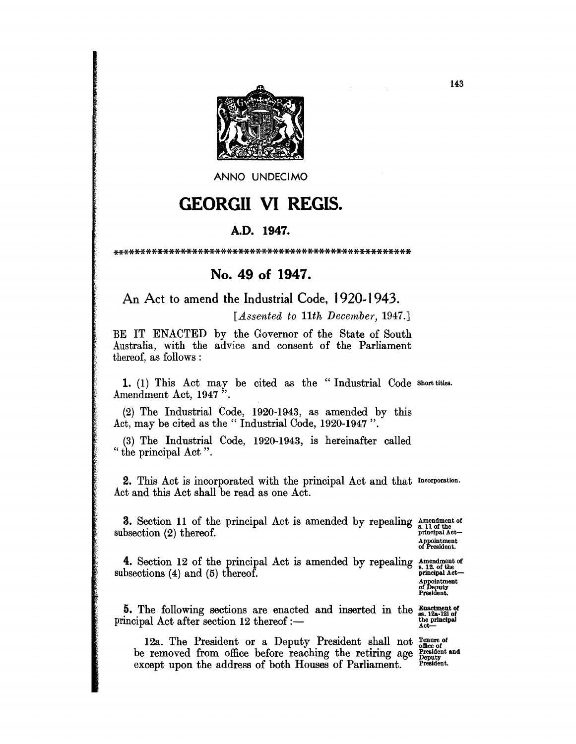ANNO UNDECIMO

# GEORGII VI REGIS.

## A.D. 1947.

\*\*\*\*\*\*\*\*\*\*\*\*\*\*\*\*\*\*\*\*\*\*\*\*\*\*\*\*\*\*\*\*\*\*\*\*\*\*\*\*\*\*\*\*\*\*\*\*\*\*\*\*\*\*

## No. 49 of 1947.

### An Act to amend the Industrial Code, 1920-1943.

[*Assented to 11th December, 1947.*]

BE IT ENACTED by the Governor of the State of South Australia, with the advice and consent of the Parliament thereof, as follows :

**1.** (1) This Act may be cited as the " Industrial Code Amendment Act, 1947 ". *Short titles.*

(2) The Industrial Code, 1920-1943, as amended by this Act, may be cited as the " Industrial Code, 1920-1947 ".

(3) The Industrial Code, 1920-1943, is hereinafter called " the principal Act ".

**2.** This Act is incorporated with the principal Act and that Act and this Act shall be read as one Act. *Incorporation.*

**3.** Section 11 of the principal Act is amended by repealing subsection (2) thereof. *Amendment of s. 11 of the principal Act—Appointment of President.*

**4.** Section 12 of the principal Act is amended by repealing subsections (4) and (5) thereof. *Amendment of s. 12. of the principal Act—Appointment of Deputy President.*

**5.** The following sections are enacted and inserted in the principal Act after section 12 thereof :— *Enactment of ss. 12a-12l of the principal Act—*

12a. The President or a Deputy President shall not be removed from office before reaching the retiring age except upon the address of both Houses of Parliament. *Tenure of office of President and Deputy President.*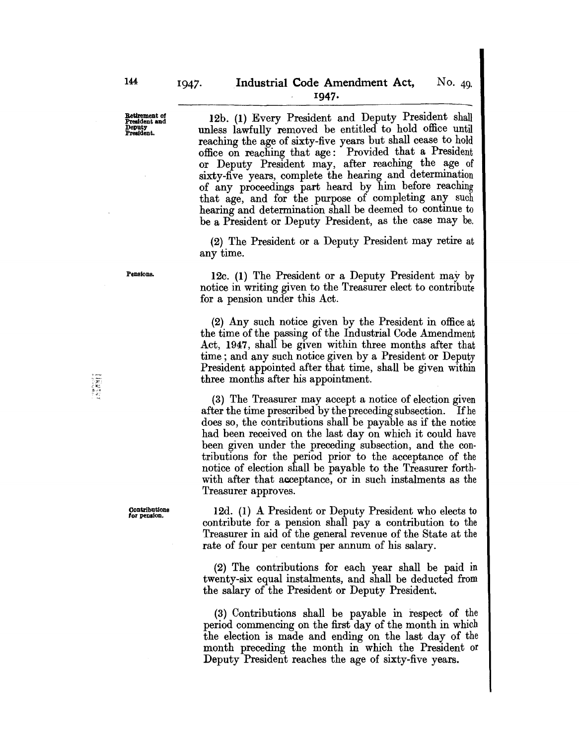Retirement of President and Deputy President.

12b. (1) Every President and Deputy President shall unless lawfully removed be entitled to hold office until reaching the age of sixty-five years but shall cease to hold office on reaching that age: Provided that a President or Deputy President may, after reaching the age of sixty-five years, complete the hearing and determination of any proceedings part heard by him before reaching that age, and for the purpose of completing any such hearing and determination shall be deemed to continue to be a President or Deputy President, as the case may be.

(2) The President or a Deputy President may retire at any time.

Pensions.

12c. (1) The President or a Deputy President may by notice in writing given to the Treasurer elect to contribute for a pension under this Act.

(2) Any such notice given by the President in office at the time of the passing of the Industrial Code Amendment Act, 1947, shall be given within three months after that time; and any such notice given by a President or Deputy President appointed after that time, shall be given within three months after his appointment.

(3) The Treasurer may accept a notice of election given after the time prescribed by the preceding subsection. If he does so, the contributions shall be payable as if the notice had been received on the last day on which it could have been given under the preceding subsection, and the contributions for the period prior to the acceptance of the notice of election shall be payable to the Treasurer forthwith after that acceptance, or in such instalments as the Treasurer approves.

Contributions for pension.

12d. (1) A President or Deputy President who elects to contribute for a pension shall pay a contribution to the Treasurer in aid of the general revenue of the State at the rate of four per centum per annum of his salary.

(2) The contributions for each year shall be paid in twenty-six equal instalments, and shall be deducted from the salary of the President or Deputy President.

(3) Contributions shall be payable in respect of the period commencing on the first day of the month in which the election is made and ending on the last day of the month preceding the month in which the President or Deputy President reaches the age of sixty-five years.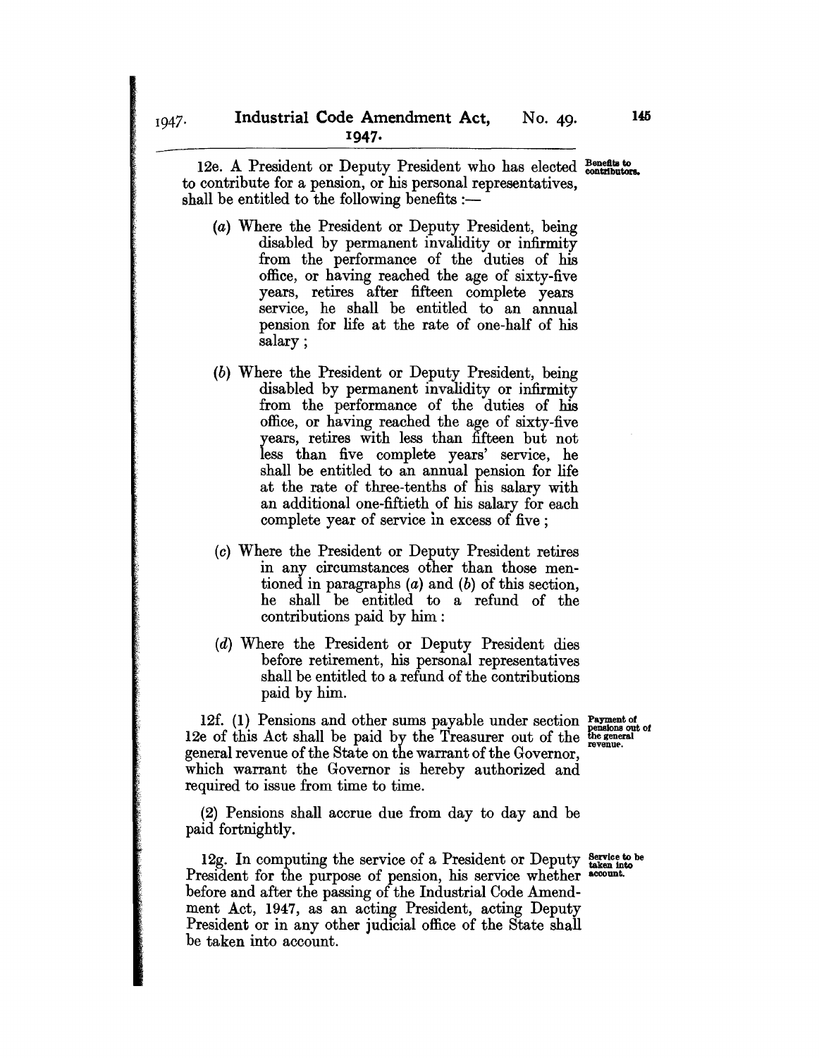12e. A President or Deputy President who has elected to contribute for a pension, or his personal representatives, shall be entitled to the following benefits :—

Benefits to contributors.

(a) Where the President or Deputy President, being disabled by permanent invalidity or infirmity from the performance of the duties of his office, or having reached the age of sixty-five years, retires after fifteen complete years service, he shall be entitled to an annual pension for life at the rate of one-half of his salary ;

(b) Where the President or Deputy President, being disabled by permanent invalidity or infirmity from the performance of the duties of his office, or having reached the age of sixty-five years, retires with less than fifteen but not less than five complete years' service, he shall be entitled to an annual pension for life at the rate of three-tenths of his salary with an additional one-fiftieth of his salary for each complete year of service in excess of five ;

(c) Where the President or Deputy President retires in any circumstances other than those mentioned in paragraphs (a) and (b) of this section, he shall be entitled to a refund of the contributions paid by him :

(d) Where the President or Deputy President dies before retirement, his personal representatives shall be entitled to a refund of the contributions paid by him.

12f. (1) Pensions and other sums payable under section 12e of this Act shall be paid by the Treasurer out of the general revenue of the State on the warrant of the Governor, which warrant the Governor is hereby authorized and required to issue from time to time.

Payment of pensions out of the general revenue.

(2) Pensions shall accrue due from day to day and be paid fortnightly.

12g. In computing the service of a President or Deputy President for the purpose of pension, his service whether before and after the passing of the Industrial Code Amendment Act, 1947, as an acting President, acting Deputy President or in any other judicial office of the State shall be taken into account.

Service to be taken into account.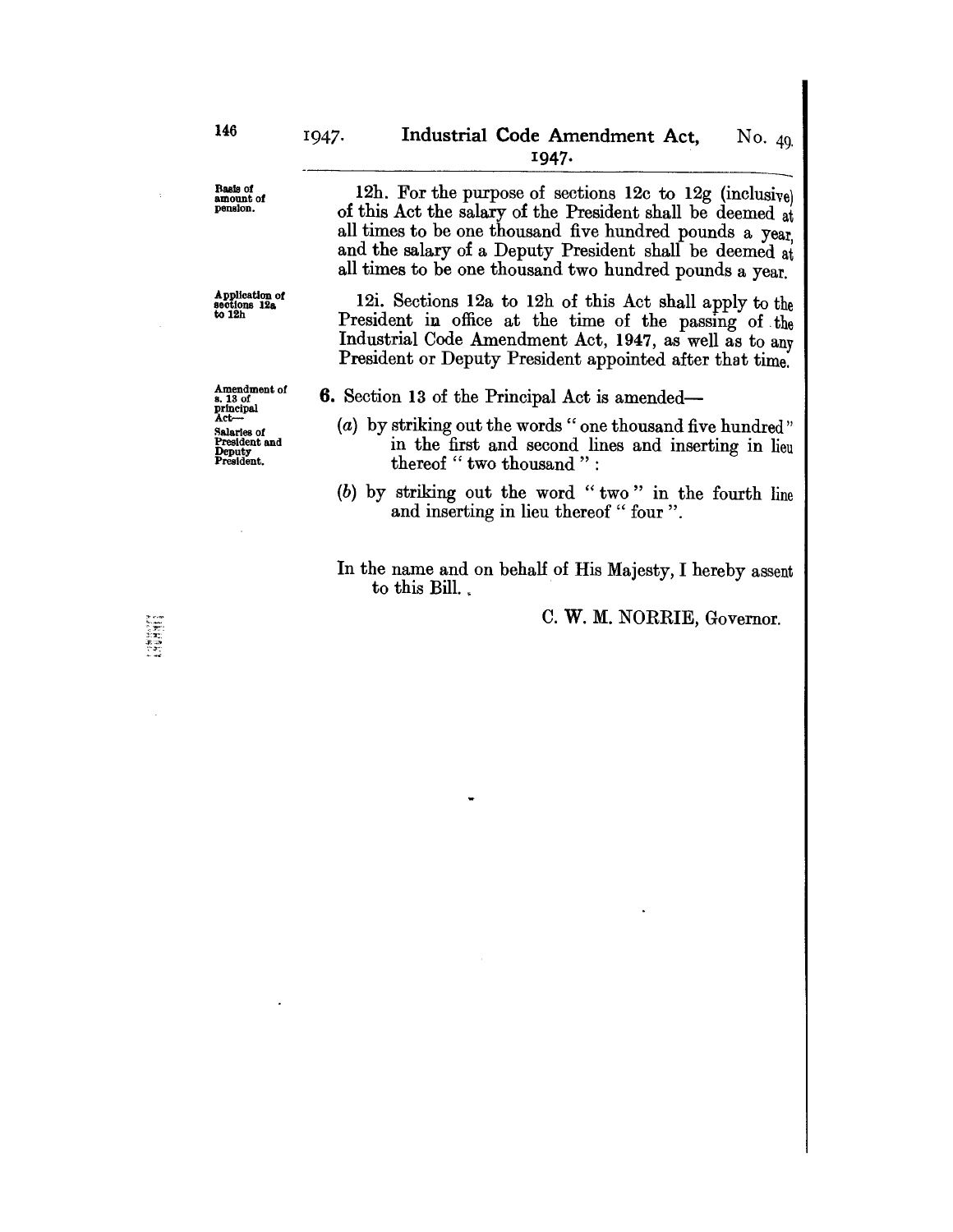*Basis of amount of pension.*

12h. For the purpose of sections 12c to 12g (inclusive) of this Act the salary of the President shall be deemed at all times to be one thousand five hundred pounds a year, and the salary of a Deputy President shall be deemed at all times to be one thousand two hundred pounds a year.

*Application of sections 12a to 12h*

12i. Sections 12a to 12h of this Act shall apply to the President in office at the time of the passing of the Industrial Code Amendment Act, 1947, as well as to any President or Deputy President appointed after that time.

*Amendment of s. 13 of principal Act—*

*Salaries of President and Deputy President.*

**6.** Section 13 of the Principal Act is amended—

(*a*) by striking out the words " one thousand five hundred " in the first and second lines and inserting in lieu thereof " two thousand " :

(*b*) by striking out the word " two " in the fourth line and inserting in lieu thereof " four ".

In the name and on behalf of His Majesty, I hereby assent to this Bill.

C. W. M. NORRIE, Governor.